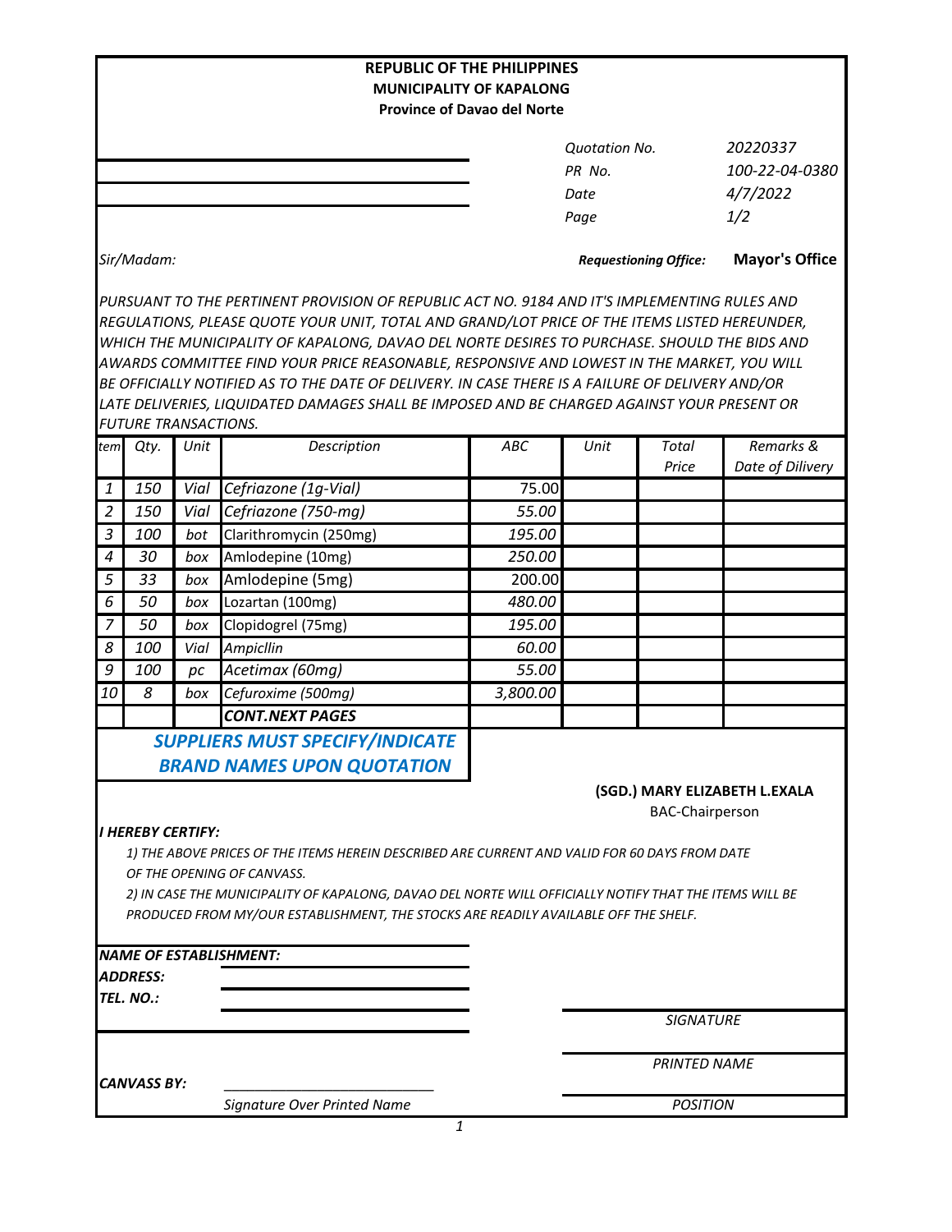**REPUBLIC OF THE PHILIPPINES**
**MUNICIPALITY OF KAPALONG**
**Province of Davao del Norte**

| | |
|---|---|
| *Quotation No.* | *20220337* |
| *PR No.* | *100-22-04-0380* |
| *Date* | *4/7/2022* |
| *Page* | *1/2* |

*Sir/Madam:*

***Requestioning Office:*** **Mayor's Office**

*PURSUANT TO THE PERTINENT PROVISION OF REPUBLIC ACT NO. 9184 AND IT'S IMPLEMENTING RULES AND REGULATIONS, PLEASE QUOTE YOUR UNIT, TOTAL AND GRAND/LOT PRICE OF THE ITEMS LISTED HEREUNDER, WHICH THE MUNICIPALITY OF KAPALONG, DAVAO DEL NORTE DESIRES TO PURCHASE. SHOULD THE BIDS AND AWARDS COMMITTEE FIND YOUR PRICE REASONABLE, RESPONSIVE AND LOWEST IN THE MARKET, YOU WILL BE OFFICIALLY NOTIFIED AS TO THE DATE OF DELIVERY. IN CASE THERE IS A FAILURE OF DELIVERY AND/OR LATE DELIVERIES, LIQUIDATED DAMAGES SHALL BE IMPOSED AND BE CHARGED AGAINST YOUR PRESENT OR FUTURE TRANSACTIONS.*

| *tem* | *Qty.* | *Unit* | *Description* | *ABC* | *Unit* | *Total Price* | *Remarks & Date of Dilivery* |
|---|---|---|---|---|---|---|---|
| 1 | 150 | Vial | Cefriazone (1g-Vial) | 75.00 | | | |
| 2 | 150 | Vial | Cefriazone (750-mg) | 55.00 | | | |
| 3 | 100 | bot | Clarithromycin (250mg) | 195.00 | | | |
| 4 | 30 | box | Amlodepine (10mg) | 250.00 | | | |
| 5 | 33 | box | Amlodepine (5mg) | 200.00 | | | |
| 6 | 50 | box | Lozartan (100mg) | 480.00 | | | |
| 7 | 50 | box | Clopidogrel (75mg) | 195.00 | | | |
| 8 | 100 | Vial | Ampicllin | 60.00 | | | |
| 9 | 100 | pc | Acetimax (60mg) | 55.00 | | | |
| 10 | 8 | box | Cefuroxime (500mg) | 3,800.00 | | | |
| | | | **CONT.NEXT PAGES** | | | | |

***SUPPLIERS MUST SPECIFY/INDICATE BRAND NAMES UPON QUOTATION***

**(SGD.) MARY ELIZABETH L.EXALA**
BAC-Chairperson

***I HEREBY CERTIFY:***

1) *THE ABOVE PRICES OF THE ITEMS HEREIN DESCRIBED ARE CURRENT AND VALID FOR 60 DAYS FROM DATE OF THE OPENING OF CANVASS.*
2) *IN CASE THE MUNICIPALITY OF KAPALONG, DAVAO DEL NORTE WILL OFFICIALLY NOTIFY THAT THE ITEMS WILL BE PRODUCED FROM MY/OUR ESTABLISHMENT, THE STOCKS ARE READILY AVAILABLE OFF THE SHELF.*

***NAME OF ESTABLISHMENT:*** ____________________

***ADDRESS:*** ____________________

***TEL. NO.:*** ____________________

*SIGNATURE*

*PRINTED NAME*

***CANVASS BY:*** ____________________
*Signature Over Printed Name*

*POSITION*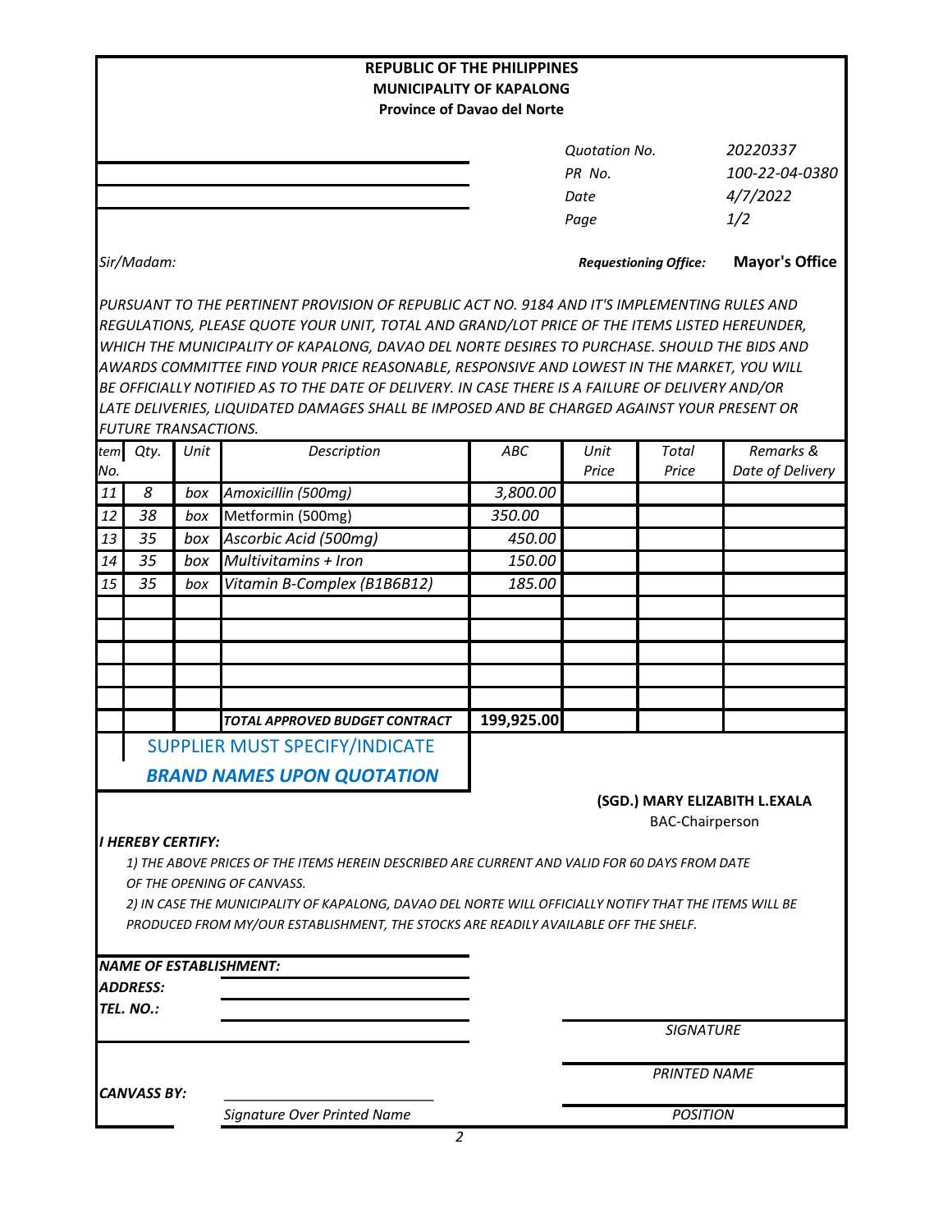**REPUBLIC OF THE PHILIPPINES**
**MUNICIPALITY OF KAPALONG**
**Province of Davao del Norte**

| | |
|---|---|
| *Quotation No.* | *20220337* |
| *PR No.* | *100-22-04-0380* |
| *Date* | *4/7/2022* |
| *Page* | *1/2* |

*Sir/Madam:*

***Requestioning Office:*** **Mayor's Office**

*PURSUANT TO THE PERTINENT PROVISION OF REPUBLIC ACT NO. 9184 AND IT'S IMPLEMENTING RULES AND REGULATIONS, PLEASE QUOTE YOUR UNIT, TOTAL AND GRAND/LOT PRICE OF THE ITEMS LISTED HEREUNDER, WHICH THE MUNICIPALITY OF KAPALONG, DAVAO DEL NORTE DESIRES TO PURCHASE. SHOULD THE BIDS AND AWARDS COMMITTEE FIND YOUR PRICE REASONABLE, RESPONSIVE AND LOWEST IN THE MARKET, YOU WILL BE OFFICIALLY NOTIFIED AS TO THE DATE OF DELIVERY. IN CASE THERE IS A FAILURE OF DELIVERY AND/OR LATE DELIVERIES, LIQUIDATED DAMAGES SHALL BE IMPOSED AND BE CHARGED AGAINST YOUR PRESENT OR FUTURE TRANSACTIONS.*

| *Item No.* | *Qty.* | *Unit* | *Description* | *ABC* | *Unit Price* | *Total Price* | *Remarks & Date of Delivery* |
|---|---|---|---|---|---|---|---|
| 11 | 8 | box | Amoxicillin (500mg) | 3,800.00 | | | |
| 12 | 38 | box | Metformin (500mg) | 350.00 | | | |
| 13 | 35 | box | Ascorbic Acid (500mg) | 450.00 | | | |
| 14 | 35 | box | Multivitamins + Iron | 150.00 | | | |
| 15 | 35 | box | Vitamin B-Complex (B1B6B12) | 185.00 | | | |
| | | | | | | | |
| | | | | | | | |
| | | | | | | | |
| | | | | | | | |
| | | | | | | | |
| | | | ***TOTAL APPROVED BUDGET CONTRACT*** | **199,925.00** | | | |

SUPPLIER MUST SPECIFY/INDICATE
***BRAND NAMES UPON QUOTATION***

**(SGD.) MARY ELIZABITH L.EXALA**
BAC-Chairperson

***I HEREBY CERTIFY:***

*1) THE ABOVE PRICES OF THE ITEMS HEREIN DESCRIBED ARE CURRENT AND VALID FOR 60 DAYS FROM DATE OF THE OPENING OF CANVASS.*

*2) IN CASE THE MUNICIPALITY OF KAPALONG, DAVAO DEL NORTE WILL OFFICIALLY NOTIFY THAT THE ITEMS WILL BE PRODUCED FROM MY/OUR ESTABLISHMENT, THE STOCKS ARE READILY AVAILABLE OFF THE SHELF.*

***NAME OF ESTABLISHMENT:***
***ADDRESS:***
***TEL. NO.:***

*SIGNATURE*

*PRINTED NAME*

***CANVASS BY:*** ___________________________
*Signature Over Printed Name*

*POSITION*